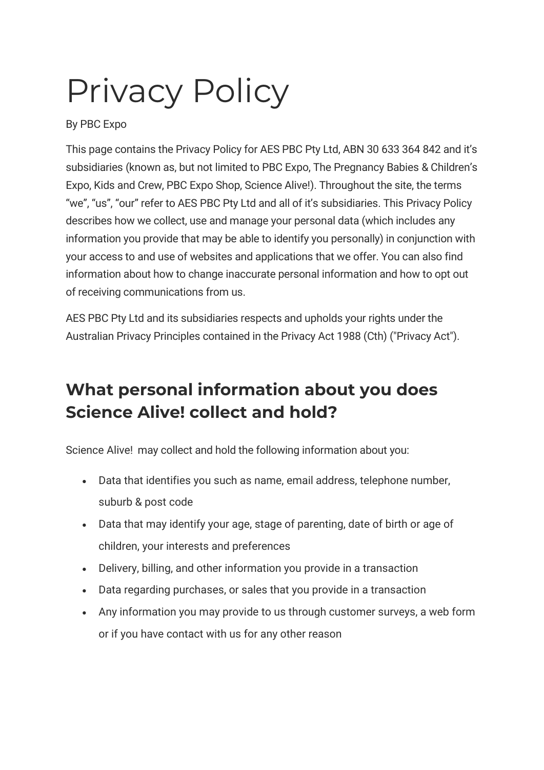# Privacy Policy

By PBC Expo

This page contains the Privacy Policy for AES PBC Pty Ltd, ABN 30 633 364 842 and it's subsidiaries (known as, but not limited to PBC Expo, The Pregnancy Babies & Children's Expo, Kids and Crew, PBC Expo Shop, Science Alive!). Throughout the site, the terms "we", "us", "our" refer to AES PBC Pty Ltd and all of it's subsidiaries. This Privacy Policy describes how we collect, use and manage your personal data (which includes any information you provide that may be able to identify you personally) in conjunction with your access to and use of websites and applications that we offer. You can also find information about how to change inaccurate personal information and how to opt out of receiving communications from us.

AES PBC Pty Ltd and its subsidiaries respects and upholds your rights under the Australian Privacy Principles contained in the Privacy Act 1988 (Cth) ("Privacy Act").

## What personal information about you does Science Alive! collect and hold?

Science Alive! may collect and hold the following information about you:

- Data that identifies you such as name, email address, telephone number, suburb & post code
- Data that may identify your age, stage of parenting, date of birth or age of children, your interests and preferences
- Delivery, billing, and other information you provide in a transaction
- Data regarding purchases, or sales that you provide in a transaction
- Any information you may provide to us through customer surveys, a web form or if you have contact with us for any other reason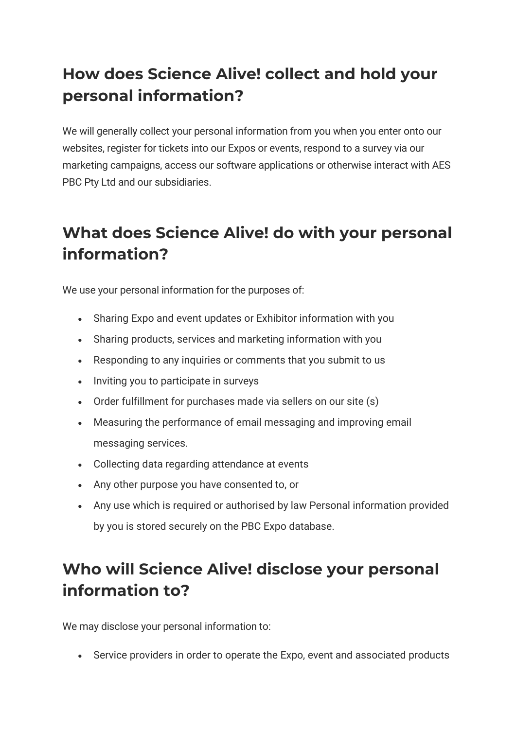## How does Science Alive! collect and hold your personal information?

We will generally collect your personal information from you when you enter onto our websites, register for tickets into our Expos or events, respond to a survey via our marketing campaigns, access our software applications or otherwise interact with AES PBC Pty Ltd and our subsidiaries.

## What does Science Alive! do with your personal information?

We use your personal information for the purposes of:

- Sharing Expo and event updates or Exhibitor information with you
- Sharing products, services and marketing information with you
- Responding to any inquiries or comments that you submit to us
- Inviting you to participate in surveys
- Order fulfillment for purchases made via sellers on our site (s)
- Measuring the performance of email messaging and improving email messaging services.
- Collecting data regarding attendance at events
- Any other purpose you have consented to, or
- Any use which is required or authorised by law Personal information provided by you is stored securely on the PBC Expo database.

## Who will Science Alive! disclose your personal information to?

We may disclose your personal information to:

- Service providers in order to operate the Expo, event and associated products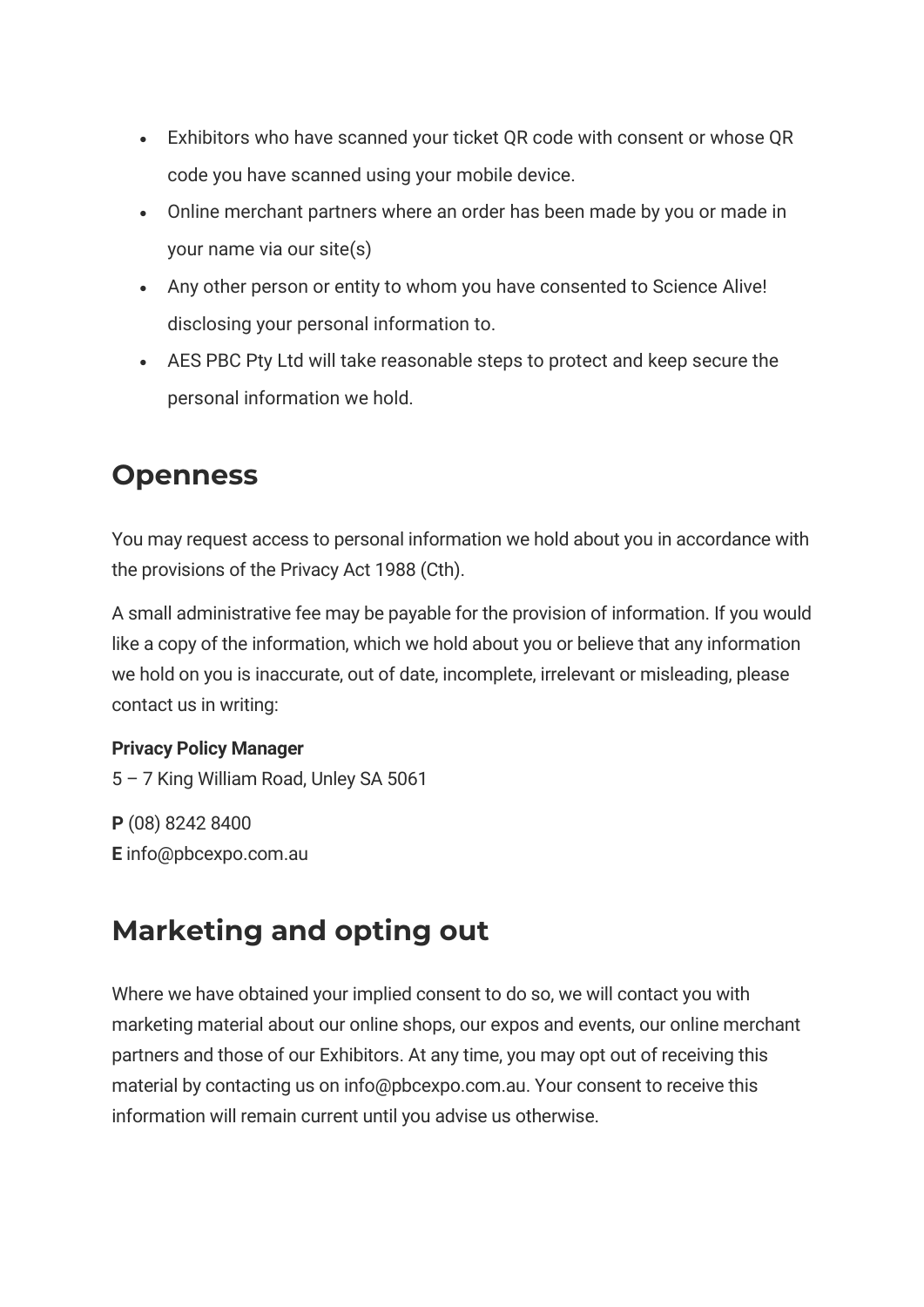- Exhibitors who have scanned your ticket QR code with consent or whose QR code you have scanned using your mobile device.
- Online merchant partners where an order has been made by you or made in your name via our site(s)
- Any other person or entity to whom you have consented to Science Alive! disclosing your personal information to.
- AES PBC Pty Ltd will take reasonable steps to protect and keep secure the personal information we hold.

## Openness

You may request access to personal information we hold about you in accordance with the provisions of the Privacy Act 1988 (Cth).

A small administrative fee may be payable for the provision of information. If you would like a copy of the information, which we hold about you or believe that any information we hold on you is inaccurate, out of date, incomplete, irrelevant or misleading, please contact us in writing:

**Privacy Policy Manager**
5 – 7 King William Road, Unley SA 5061

**P** (08) 8242 8400
**E** info@pbcexpo.com.au

## Marketing and opting out

Where we have obtained your implied consent to do so, we will contact you with marketing material about our online shops, our expos and events, our online merchant partners and those of our Exhibitors. At any time, you may opt out of receiving this material by contacting us on info@pbcexpo.com.au. Your consent to receive this information will remain current until you advise us otherwise.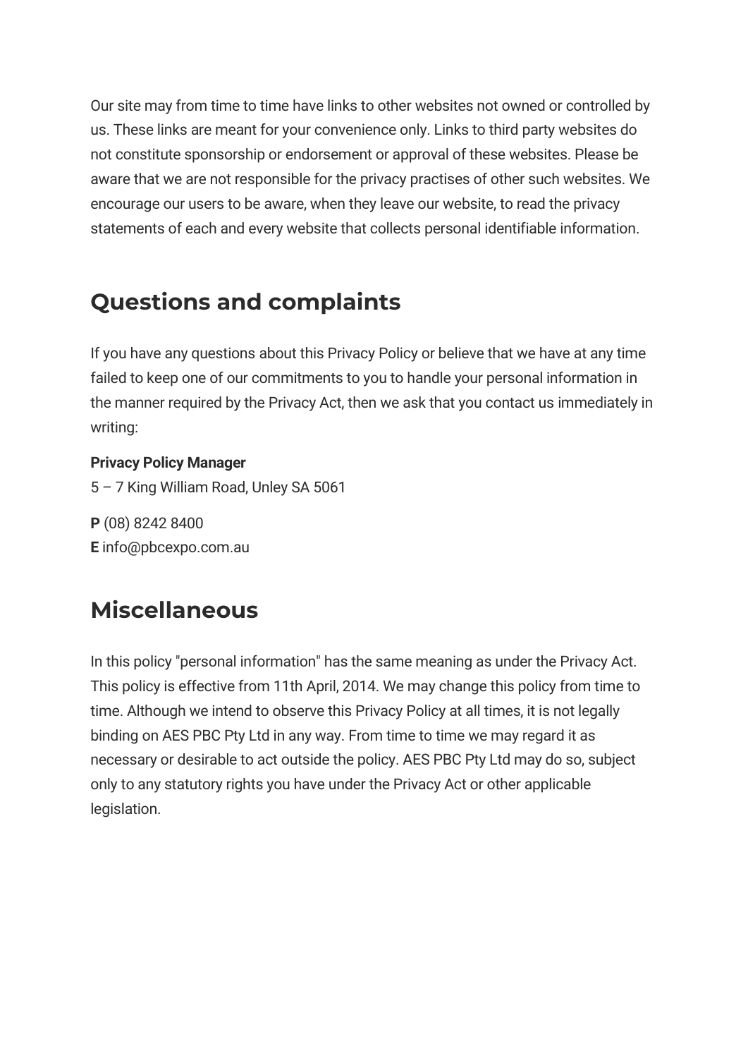Our site may from time to time have links to other websites not owned or controlled by us. These links are meant for your convenience only. Links to third party websites do not constitute sponsorship or endorsement or approval of these websites. Please be aware that we are not responsible for the privacy practises of other such websites. We encourage our users to be aware, when they leave our website, to read the privacy statements of each and every website that collects personal identifiable information.

## Questions and complaints

If you have any questions about this Privacy Policy or believe that we have at any time failed to keep one of our commitments to you to handle your personal information in the manner required by the Privacy Act, then we ask that you contact us immediately in writing:

**Privacy Policy Manager**
5 – 7 King William Road, Unley SA 5061

**P** (08) 8242 8400
**E** info@pbcexpo.com.au

## Miscellaneous

In this policy "personal information" has the same meaning as under the Privacy Act. This policy is effective from 11th April, 2014. We may change this policy from time to time. Although we intend to observe this Privacy Policy at all times, it is not legally binding on AES PBC Pty Ltd in any way. From time to time we may regard it as necessary or desirable to act outside the policy. AES PBC Pty Ltd may do so, subject only to any statutory rights you have under the Privacy Act or other applicable legislation.